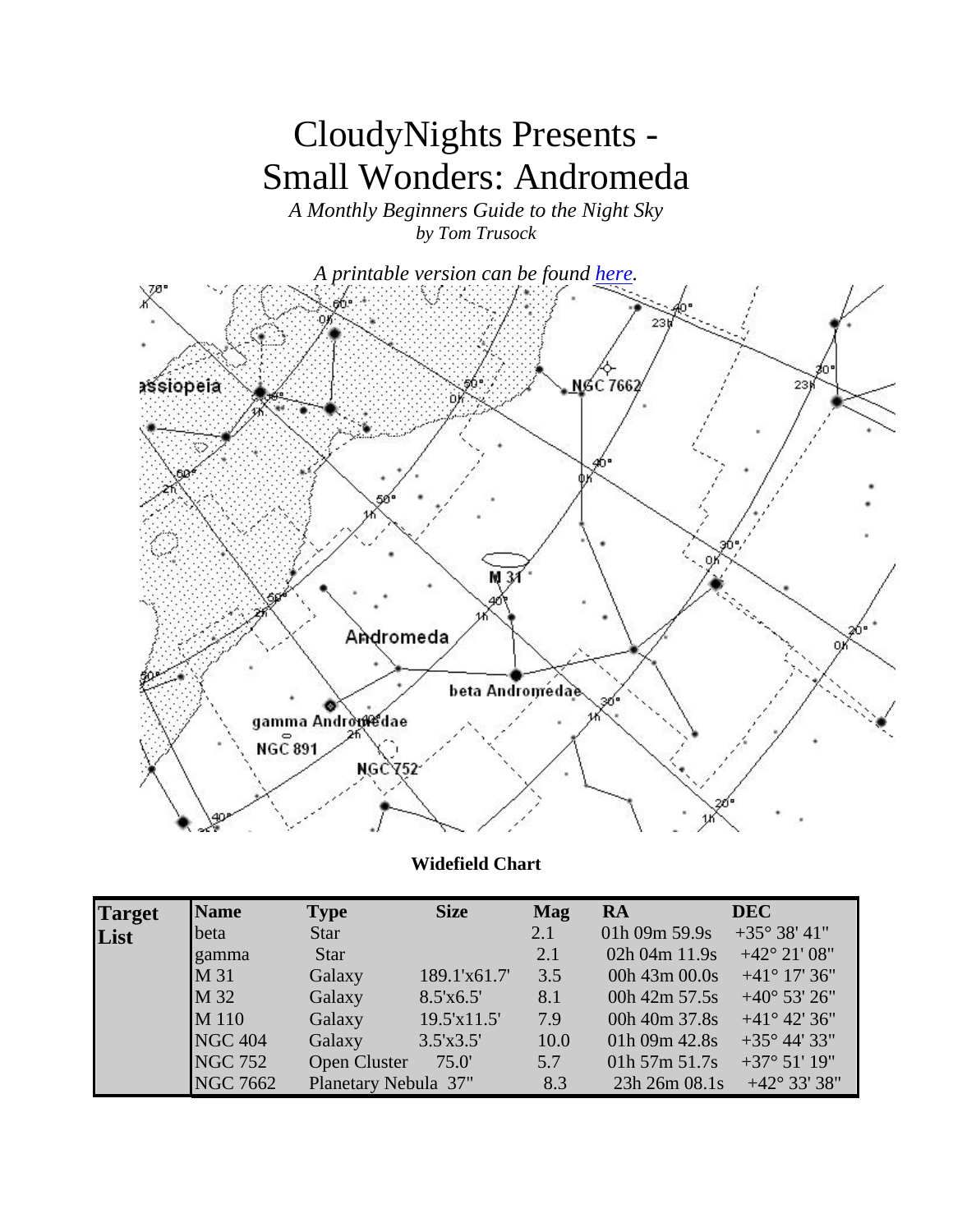# CloudyNights Presents - Small Wonders: Andromeda

*A Monthly Beginners Guide to the Night Sky*
*by Tom Trusock*

*A printable version can be found here.*

**Widefield Chart**

| Target List | Name | Type | Size | Mag | RA | DEC |
|---|---|---|---|---|---|---|
| | beta | Star | | 2.1 | 01h 09m 59.9s | +35° 38' 41" |
| | gamma | Star | | 2.1 | 02h 04m 11.9s | +42° 21' 08" |
| | M 31 | Galaxy | 189.1'x61.7' | 3.5 | 00h 43m 00.0s | +41° 17' 36" |
| | M 32 | Galaxy | 8.5'x6.5' | 8.1 | 00h 42m 57.5s | +40° 53' 26" |
| | M 110 | Galaxy | 19.5'x11.5' | 7.9 | 00h 40m 37.8s | +41° 42' 36" |
| | NGC 404 | Galaxy | 3.5'x3.5' | 10.0 | 01h 09m 42.8s | +35° 44' 33" |
| | NGC 752 | Open Cluster | 75.0' | 5.7 | 01h 57m 51.7s | +37° 51' 19" |
| | NGC 7662 | Planetary Nebula | 37" | 8.3 | 23h 26m 08.1s | +42° 33' 38" |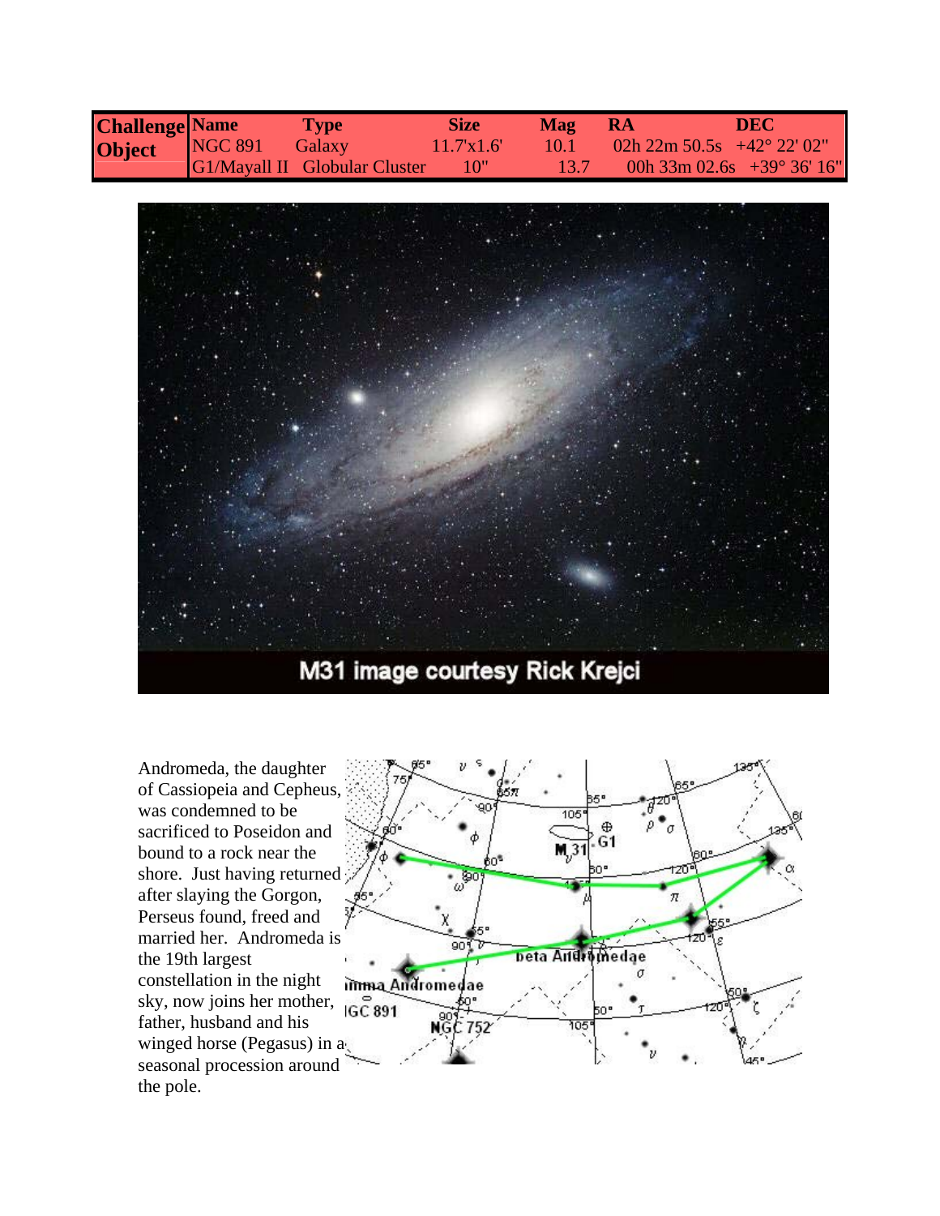| Challenge Object | Name | Type | Size | Mag | RA | DEC |
|---|---|---|---|---|---|---|
| | NGC 891 | Galaxy | 11.7'x1.6' | 10.1 | 02h 22m 50.5s | +42° 22' 02" |
| | G1/Mayall II | Globular Cluster | 10" | 13.7 | 00h 33m 02.6s | +39° 36' 16" |

M31 image courtesy Rick Krejci

Andromeda, the daughter of Cassiopeia and Cepheus, was condemned to be sacrificed to Poseidon and bound to a rock near the shore. Just having returned after slaying the Gorgon, Perseus found, freed and married her. Andromeda is the 19th largest constellation in the night sky, now joins her mother, father, husband and his winged horse (Pegasus) in a seasonal procession around the pole.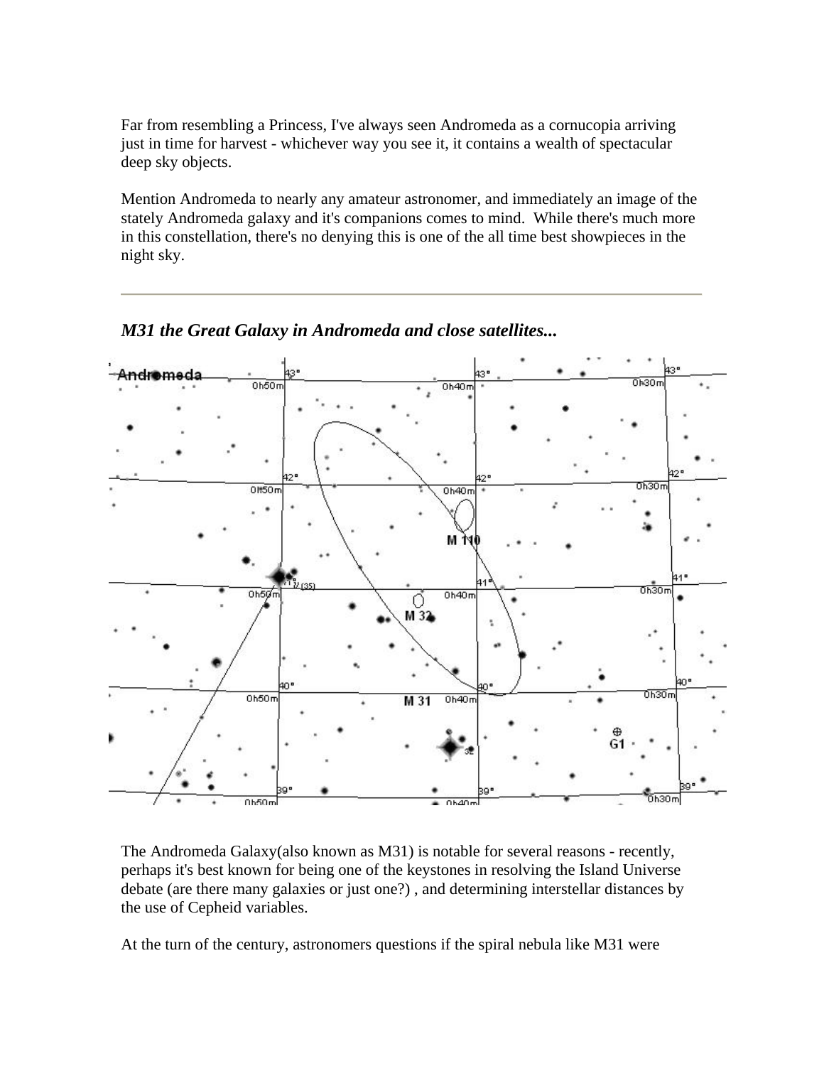Far from resembling a Princess, I've always seen Andromeda as a cornucopia arriving just in time for harvest - whichever way you see it, it contains a wealth of spectacular deep sky objects.

Mention Andromeda to nearly any amateur astronomer, and immediately an image of the stately Andromeda galaxy and it's companions comes to mind.  While there's much more in this constellation, there's no denying this is one of the all time best showpieces in the night sky.

---

### *M31 the Great Galaxy in Andromeda and close satellites...*

The Andromeda Galaxy(also known as M31) is notable for several reasons - recently, perhaps it's best known for being one of the keystones in resolving the Island Universe debate (are there many galaxies or just one?) , and determining interstellar distances by the use of Cepheid variables.

At the turn of the century, astronomers questions if the spiral nebula like M31 were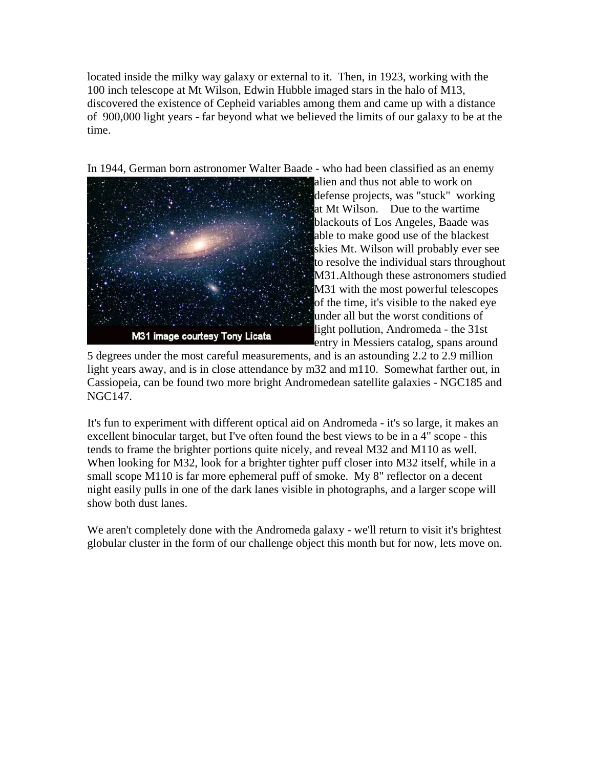located inside the milky way galaxy or external to it.  Then, in 1923, working with the 100 inch telescope at Mt Wilson, Edwin Hubble imaged stars in the halo of M13, discovered the existence of Cepheid variables among them and came up with a distance of  900,000 light years - far beyond what we believed the limits of our galaxy to be at the time.

In 1944, German born astronomer Walter Baade - who had been classified as an enemy alien and thus not able to work on defense projects, was "stuck"  working at Mt Wilson.    Due to the wartime blackouts of Los Angeles, Baade was able to make good use of the blackest skies Mt. Wilson will probably ever see to resolve the individual stars throughout M31.Although these astronomers studied M31 with the most powerful telescopes of the time, it's visible to the naked eye under all but the worst conditions of light pollution, Andromeda - the 31st entry in Messiers catalog, spans around 5 degrees under the most careful measurements, and is an astounding 2.2 to 2.9 million light years away, and is in close attendance by m32 and m110.  Somewhat farther out, in Cassiopeia, can be found two more bright Andromedean satellite galaxies - NGC185 and NGC147.

M31 image courtesy Tony Licata

It's fun to experiment with different optical aid on Andromeda - it's so large, it makes an excellent binocular target, but I've often found the best views to be in a 4" scope - this tends to frame the brighter portions quite nicely, and reveal M32 and M110 as well. When looking for M32, look for a brighter tighter puff closer into M32 itself, while in a small scope M110 is far more ephemeral puff of smoke.  My 8" reflector on a decent night easily pulls in one of the dark lanes visible in photographs, and a larger scope will show both dust lanes.

We aren't completely done with the Andromeda galaxy - we'll return to visit it's brightest globular cluster in the form of our challenge object this month but for now, lets move on.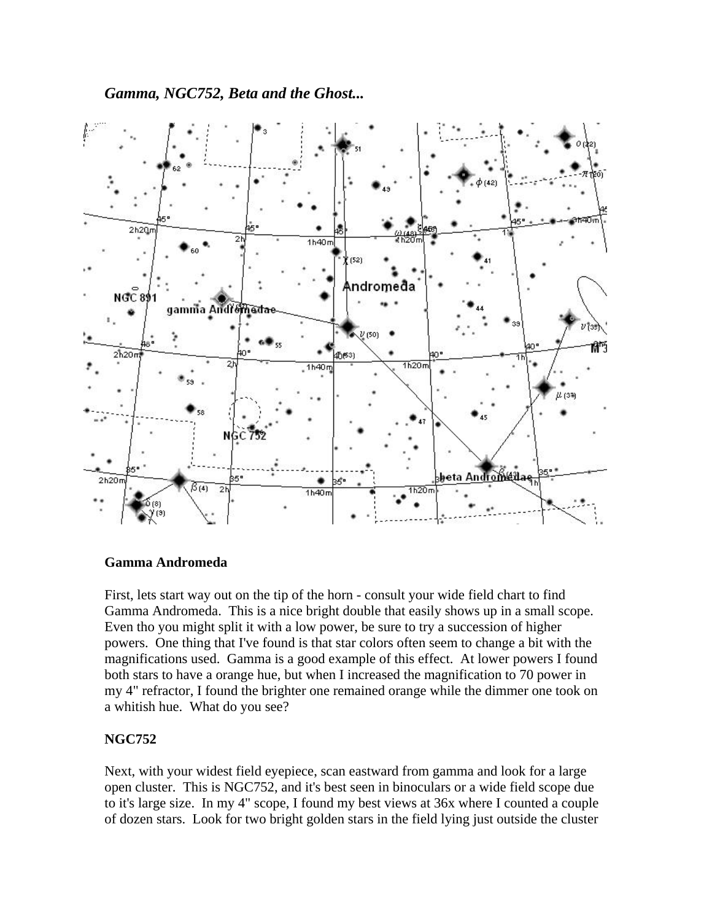*Gamma, NGC752, Beta and the Ghost...*

**Gamma Andromeda**

First, lets start way out on the tip of the horn - consult your wide field chart to find Gamma Andromeda. This is a nice bright double that easily shows up in a small scope. Even tho you might split it with a low power, be sure to try a succession of higher powers. One thing that I've found is that star colors often seem to change a bit with the magnifications used. Gamma is a good example of this effect. At lower powers I found both stars to have a orange hue, but when I increased the magnification to 70 power in my 4" refractor, I found the brighter one remained orange while the dimmer one took on a whitish hue. What do you see?

**NGC752**

Next, with your widest field eyepiece, scan eastward from gamma and look for a large open cluster. This is NGC752, and it's best seen in binoculars or a wide field scope due to it's large size. In my 4" scope, I found my best views at 36x where I counted a couple of dozen stars. Look for two bright golden stars in the field lying just outside the cluster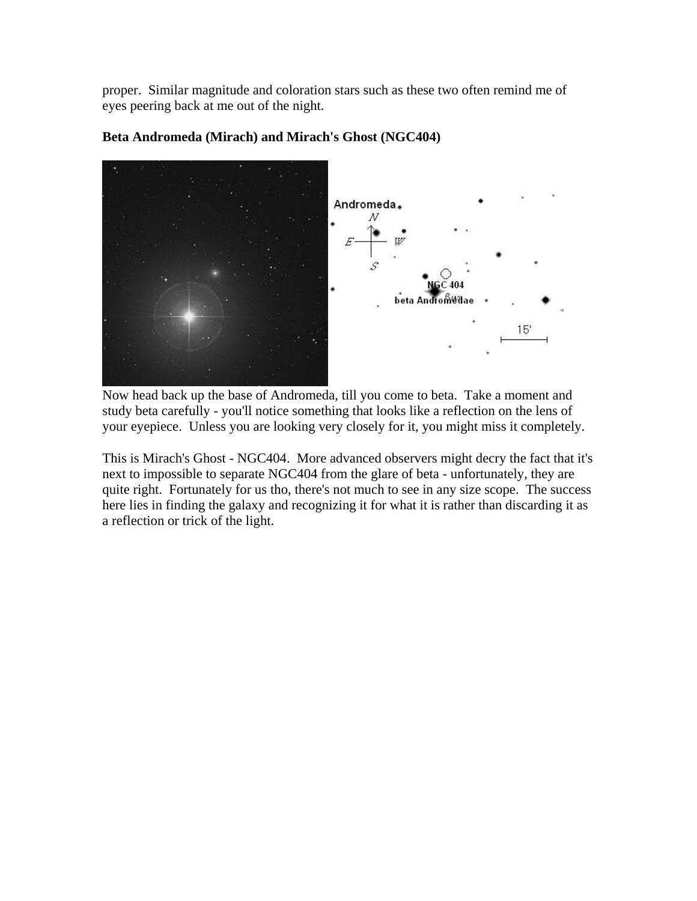proper. Similar magnitude and coloration stars such as these two often remind me of eyes peering back at me out of the night.

**Beta Andromeda (Mirach) and Mirach's Ghost (NGC404)**

Now head back up the base of Andromeda, till you come to beta. Take a moment and study beta carefully - you'll notice something that looks like a reflection on the lens of your eyepiece. Unless you are looking very closely for it, you might miss it completely.

This is Mirach's Ghost - NGC404. More advanced observers might decry the fact that it's next to impossible to separate NGC404 from the glare of beta - unfortunately, they are quite right. Fortunately for us tho, there's not much to see in any size scope. The success here lies in finding the galaxy and recognizing it for what it is rather than discarding it as a reflection or trick of the light.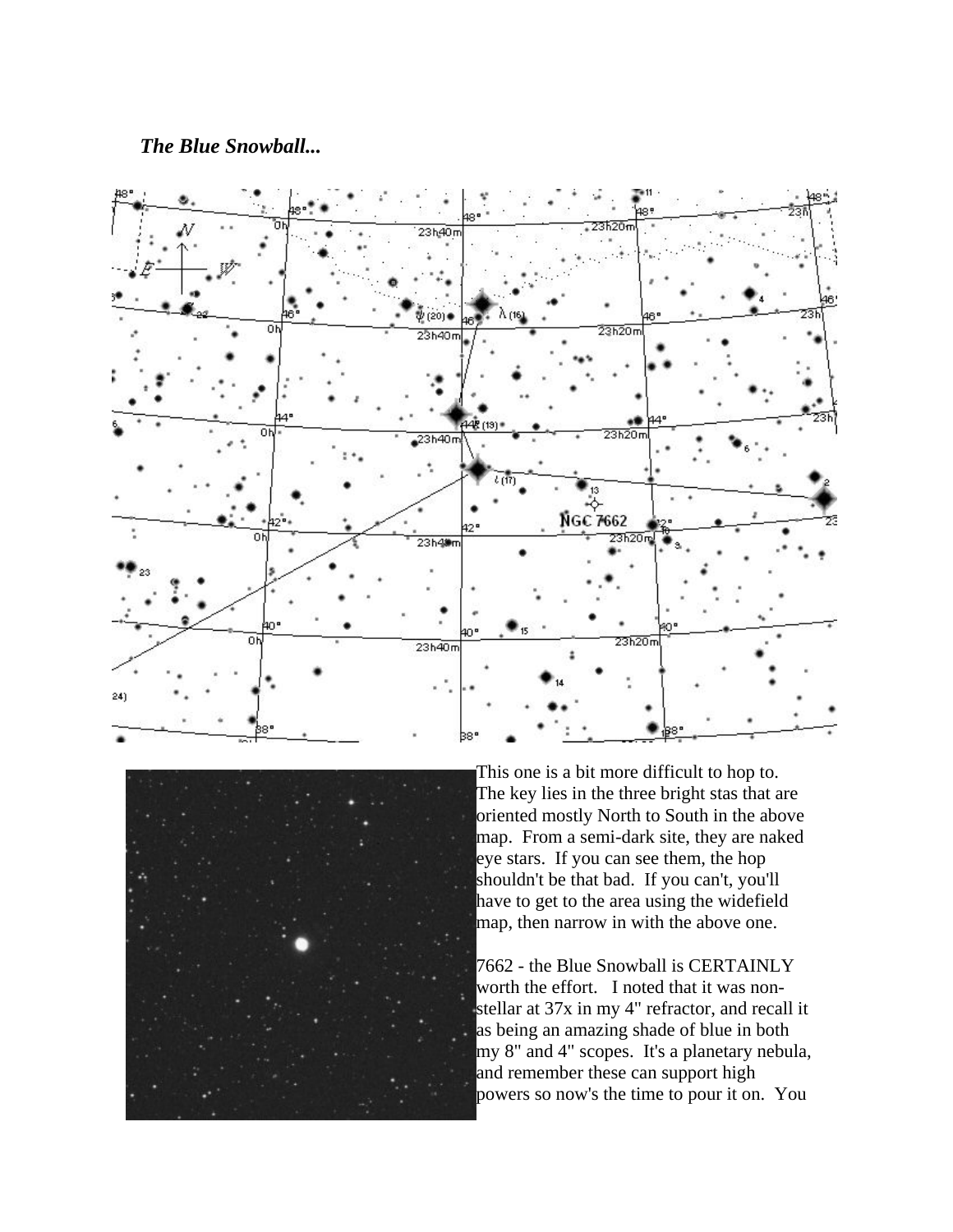***The Blue Snowball...***

This one is a bit more difficult to hop to. The key lies in the three bright stas that are oriented mostly North to South in the above map. From a semi-dark site, they are naked eye stars. If you can see them, the hop shouldn't be that bad. If you can't, you'll have to get to the area using the widefield map, then narrow in with the above one.

7662 - the Blue Snowball is CERTAINLY worth the effort. I noted that it was non-stellar at 37x in my 4" refractor, and recall it as being an amazing shade of blue in both my 8" and 4" scopes. It's a planetary nebula, and remember these can support high powers so now's the time to pour it on. You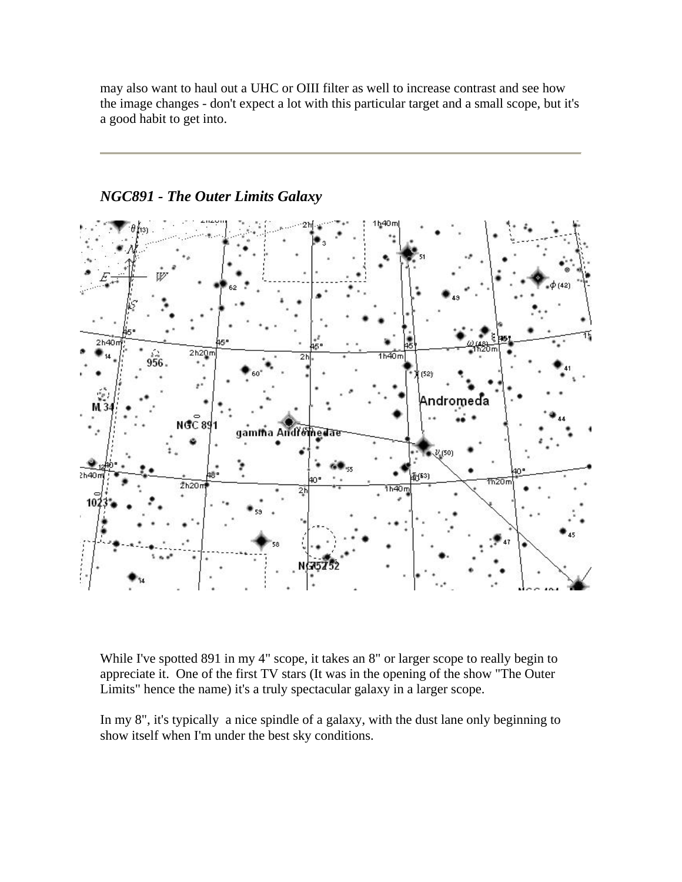may also want to haul out a UHC or OIII filter as well to increase contrast and see how the image changes - don't expect a lot with this particular target and a small scope, but it's a good habit to get into.

---

### *NGC891 - The Outer Limits Galaxy*

While I've spotted 891 in my 4" scope, it takes an 8" or larger scope to really begin to appreciate it. One of the first TV stars (It was in the opening of the show "The Outer Limits" hence the name) it's a truly spectacular galaxy in a larger scope.

In my 8", it's typically a nice spindle of a galaxy, with the dust lane only beginning to show itself when I'm under the best sky conditions.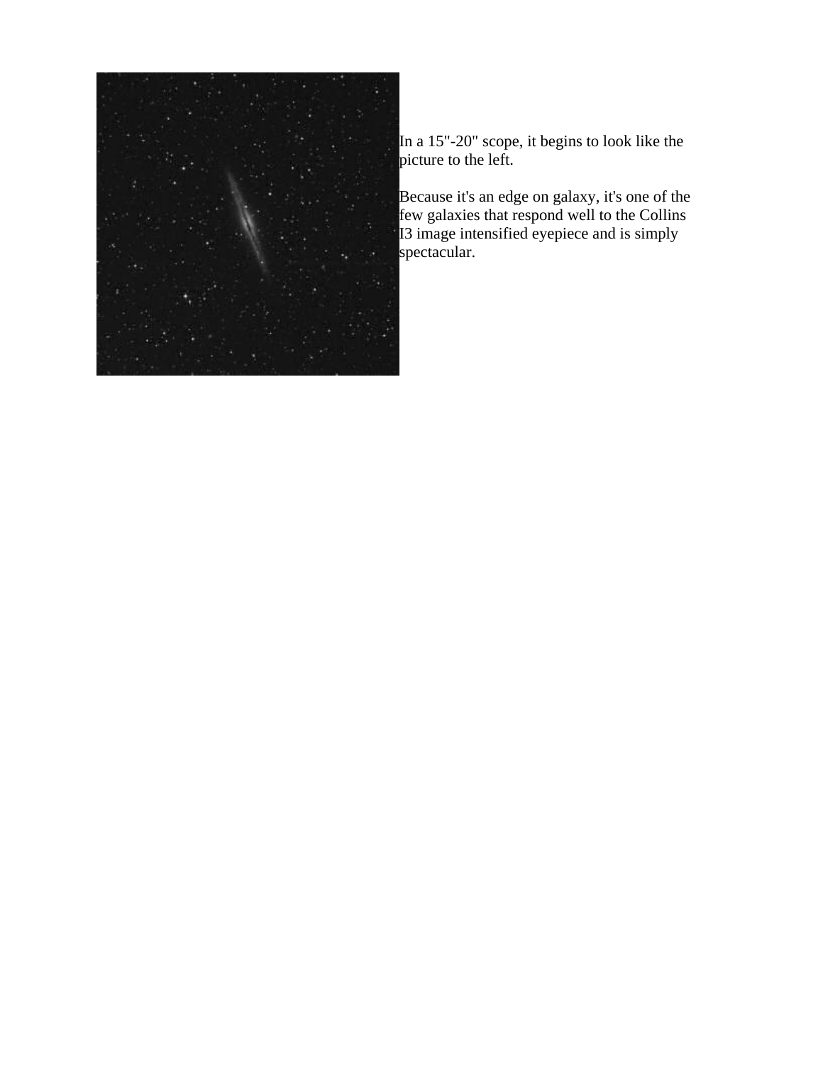In a 15"-20" scope, it begins to look like the picture to the left.

Because it's an edge on galaxy, it's one of the few galaxies that respond well to the Collins I3 image intensified eyepiece and is simply spectacular.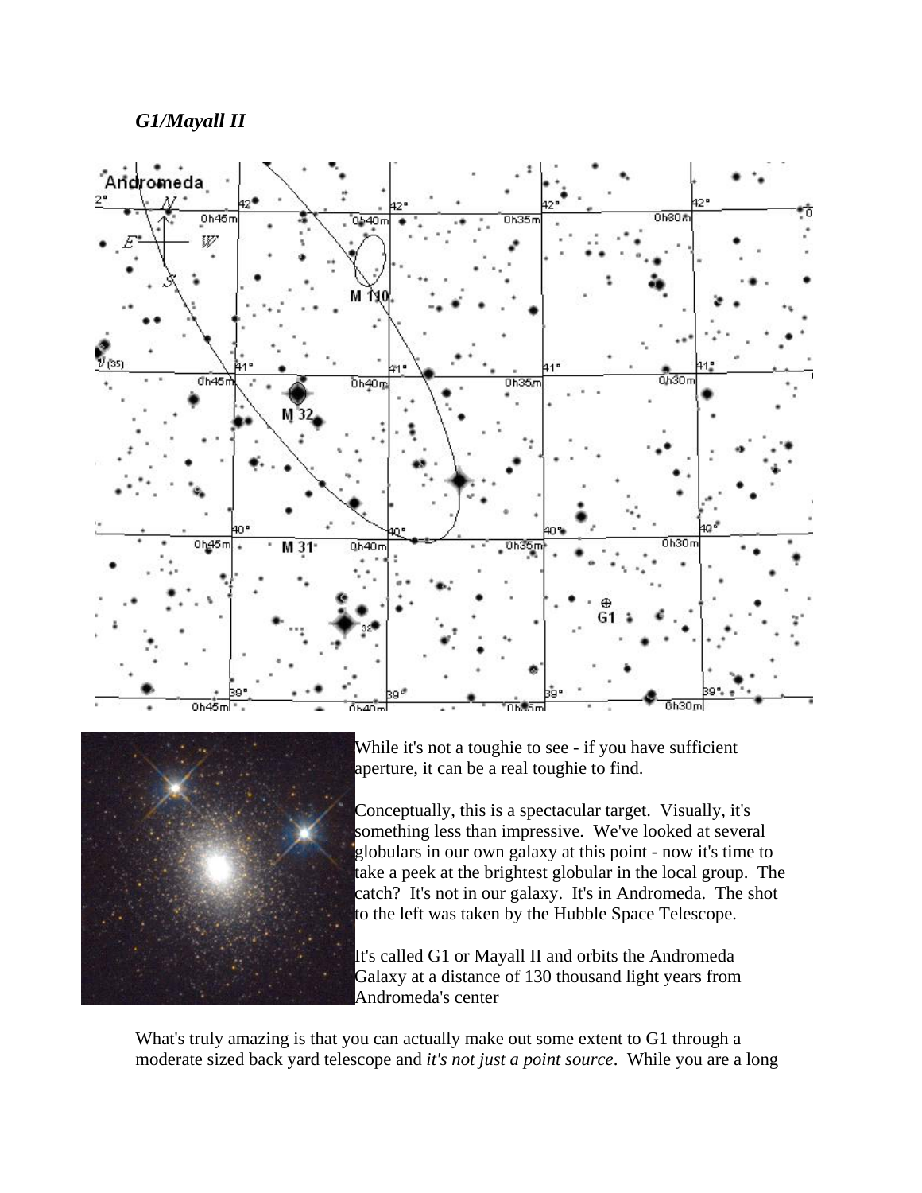***G1/Mayall II***

While it's not a toughie to see - if you have sufficient aperture, it can be a real toughie to find.

Conceptually, this is a spectacular target. Visually, it's something less than impressive. We've looked at several globulars in our own galaxy at this point - now it's time to take a peek at the brightest globular in the local group. The catch? It's not in our galaxy. It's in Andromeda. The shot to the left was taken by the Hubble Space Telescope.

It's called G1 or Mayall II and orbits the Andromeda Galaxy at a distance of 130 thousand light years from Andromeda's center

What's truly amazing is that you can actually make out some extent to G1 through a moderate sized back yard telescope and *it's not just a point source*. While you are a long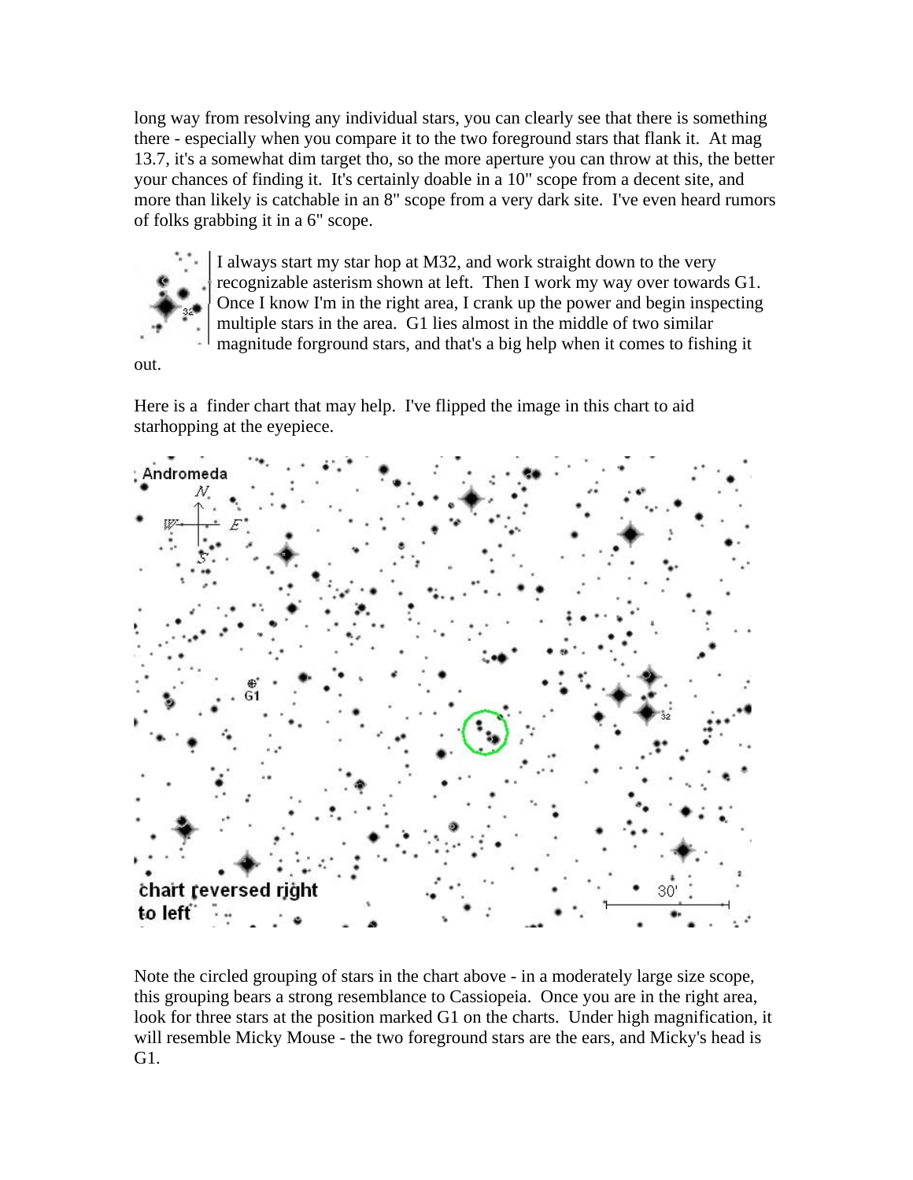long way from resolving any individual stars, you can clearly see that there is something there - especially when you compare it to the two foreground stars that flank it. At mag 13.7, it's a somewhat dim target tho, so the more aperture you can throw at this, the better your chances of finding it. It's certainly doable in a 10" scope from a decent site, and more than likely is catchable in an 8" scope from a very dark site. I've even heard rumors of folks grabbing it in a 6" scope.

I always start my star hop at M32, and work straight down to the very recognizable asterism shown at left. Then I work my way over towards G1. Once I know I'm in the right area, I crank up the power and begin inspecting multiple stars in the area. G1 lies almost in the middle of two similar magnitude forground stars, and that's a big help when it comes to fishing it out.

Here is a finder chart that may help. I've flipped the image in this chart to aid starhopping at the eyepiece.

Note the circled grouping of stars in the chart above - in a moderately large size scope, this grouping bears a strong resemblance to Cassiopeia. Once you are in the right area, look for three stars at the position marked G1 on the charts. Under high magnification, it will resemble Micky Mouse - the two foreground stars are the ears, and Micky's head is G1.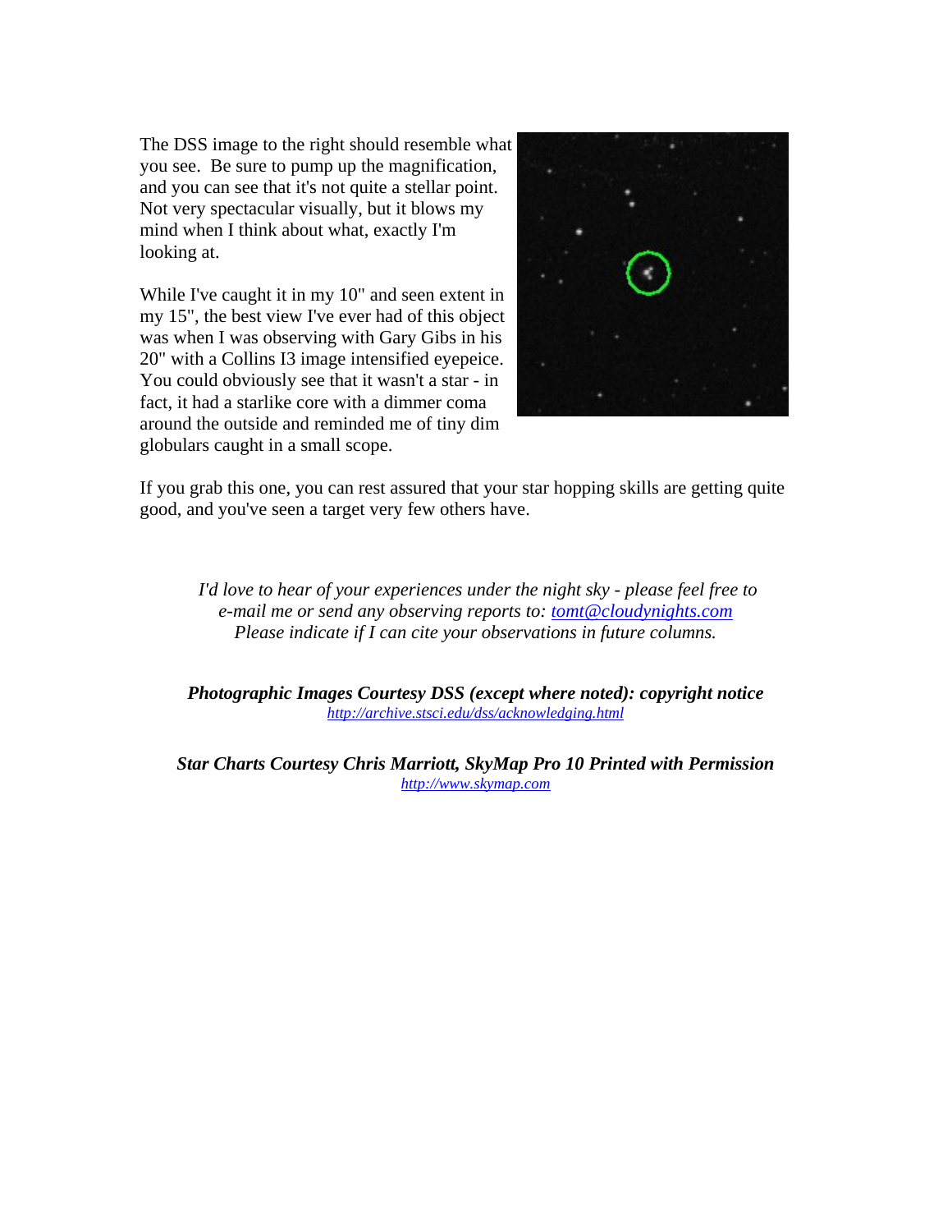The DSS image to the right should resemble what you see. Be sure to pump up the magnification, and you can see that it's not quite a stellar point. Not very spectacular visually, but it blows my mind when I think about what, exactly I'm looking at.

While I've caught it in my 10" and seen extent in my 15", the best view I've ever had of this object was when I was observing with Gary Gibs in his 20" with a Collins I3 image intensified eyepeice. You could obviously see that it wasn't a star - in fact, it had a starlike core with a dimmer coma around the outside and reminded me of tiny dim globulars caught in a small scope.

If you grab this one, you can rest assured that your star hopping skills are getting quite good, and you've seen a target very few others have.

*I'd love to hear of your experiences under the night sky - please feel free to e-mail me or send any observing reports to: tomt@cloudynights.com*
*Please indicate if I can cite your observations in future columns.*

***Photographic Images Courtesy DSS (except where noted): copyright notice***
http://archive.stsci.edu/dss/acknowledging.html

***Star Charts Courtesy Chris Marriott, SkyMap Pro 10 Printed with Permission***
http://www.skymap.com